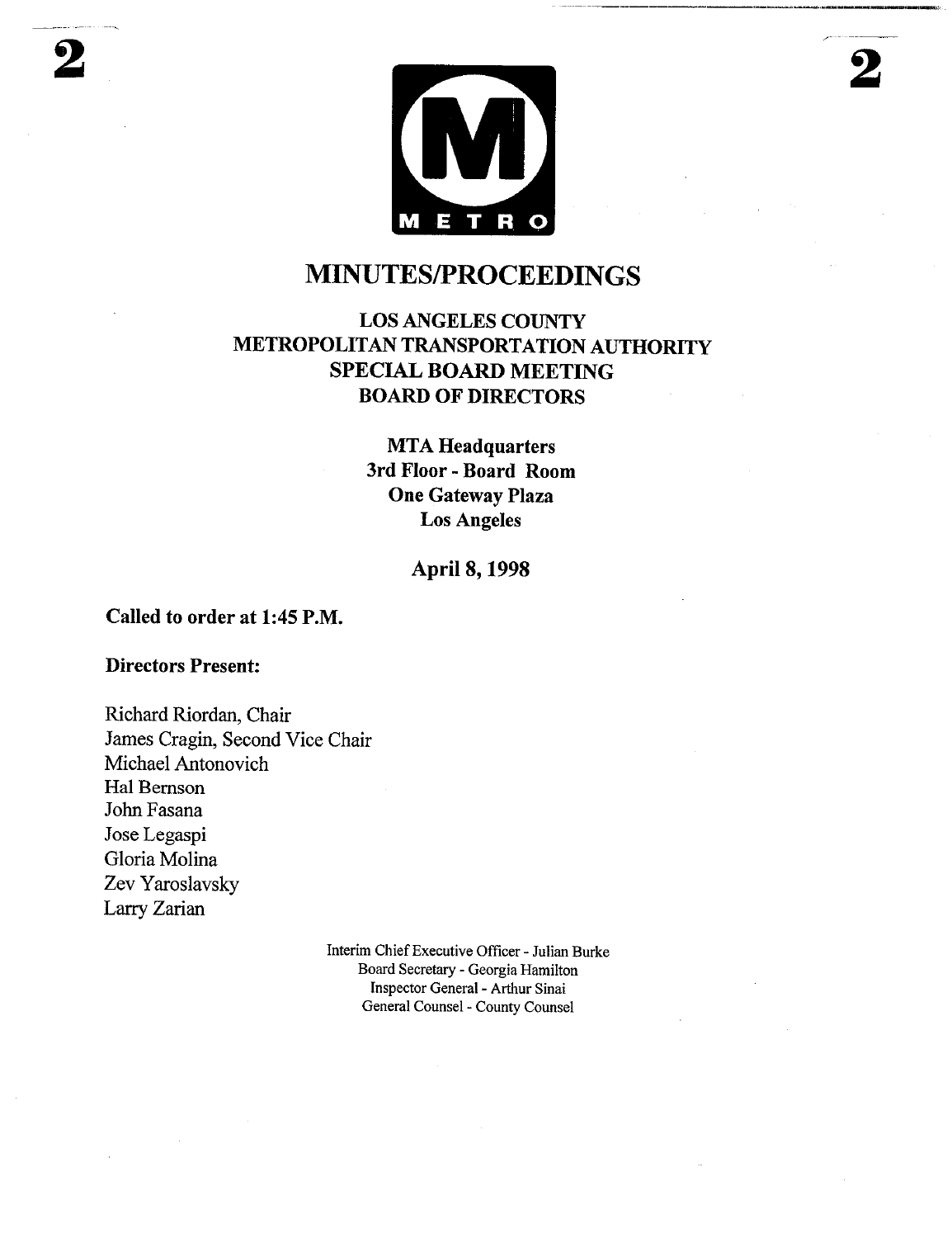# MINUTES/PROCEEDINGS

## LOS ANGELES COUNTY METROPOLITAN TRANSPORTATION AUTHORITY SPECIAL BOARD MEETING BOARD OF DIRECTORS

**MTA Headquarters**
**3rd Floor - Board Room**
**One Gateway Plaza**
**Los Angeles**

**April 8, 1998**

**Called to order at 1:45 P.M.**

**Directors Present:**

Richard Riordan, Chair
James Cragin, Second Vice Chair
Michael Antonovich
Hal Bernson
John Fasana
Jose Legaspi
Gloria Molina
Zev Yaroslavsky
Larry Zarian

Interim Chief Executive Officer - Julian Burke
Board Secretary - Georgia Hamilton
Inspector General - Arthur Sinai
General Counsel - County Counsel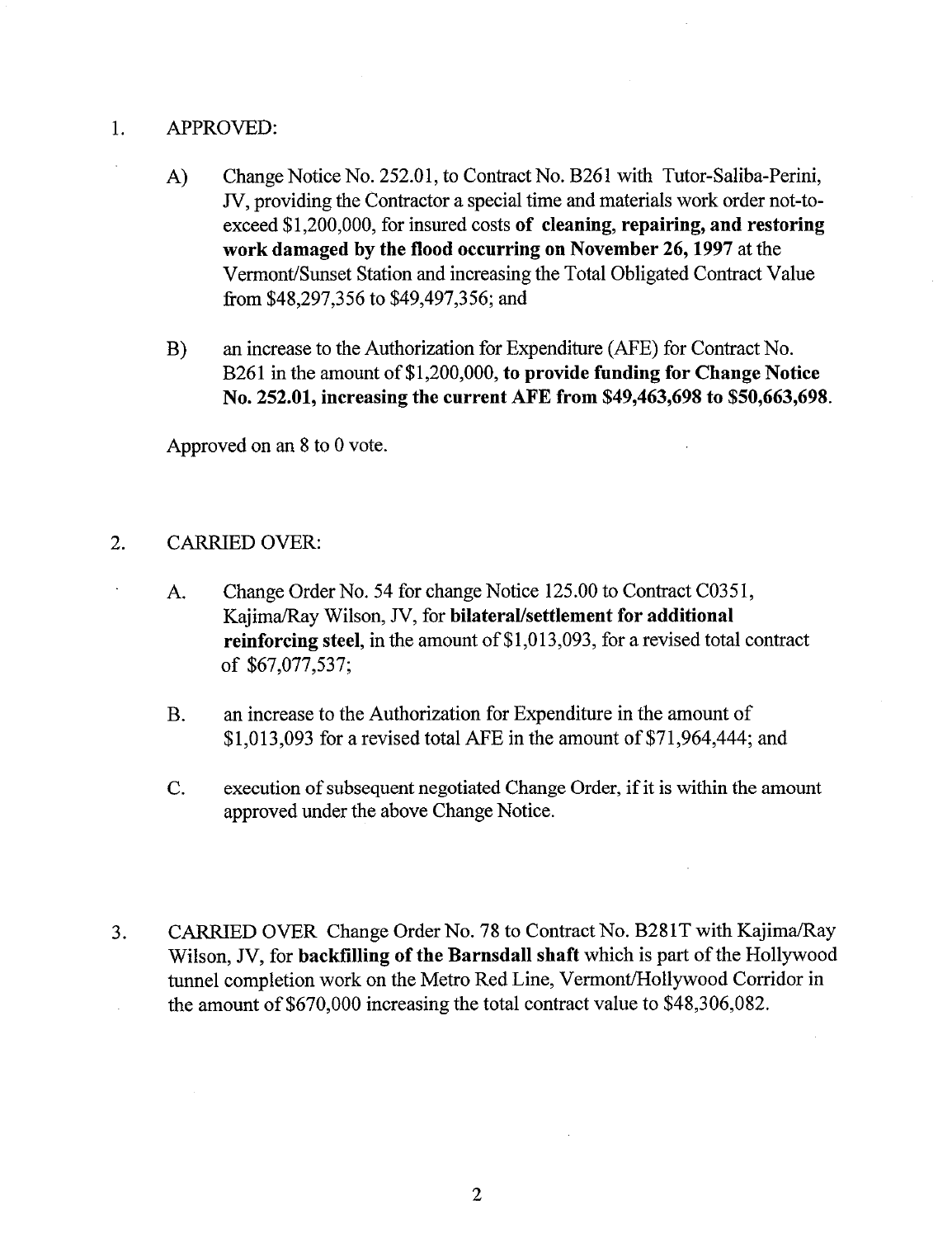1. APPROVED:

   A) Change Notice No. 252.01, to Contract No. B261 with Tutor-Saliba-Perini, JV, providing the Contractor a special time and materials work order not-to-exceed $1,200,000, for insured costs **of cleaning, repairing, and restoring work damaged by the flood occurring on November 26, 1997** at the Vermont/Sunset Station and increasing the Total Obligated Contract Value from $48,297,356 to $49,497,356; and

   B) an increase to the Authorization for Expenditure (AFE) for Contract No. B261 in the amount of $1,200,000, **to provide funding for Change Notice No. 252.01, increasing the current AFE from $49,463,698 to $50,663,698.**

   Approved on an 8 to 0 vote.

2. CARRIED OVER:

   A. Change Order No. 54 for change Notice 125.00 to Contract C0351, Kajima/Ray Wilson, JV, for **bilateral/settlement for additional reinforcing steel**, in the amount of $1,013,093, for a revised total contract of $67,077,537;

   B. an increase to the Authorization for Expenditure in the amount of $1,013,093 for a revised total AFE in the amount of $71,964,444; and

   C. execution of subsequent negotiated Change Order, if it is within the amount approved under the above Change Notice.

3. CARRIED OVER Change Order No. 78 to Contract No. B281T with Kajima/Ray Wilson, JV, for **backfilling of the Barnsdall shaft** which is part of the Hollywood tunnel completion work on the Metro Red Line, Vermont/Hollywood Corridor in the amount of $670,000 increasing the total contract value to $48,306,082.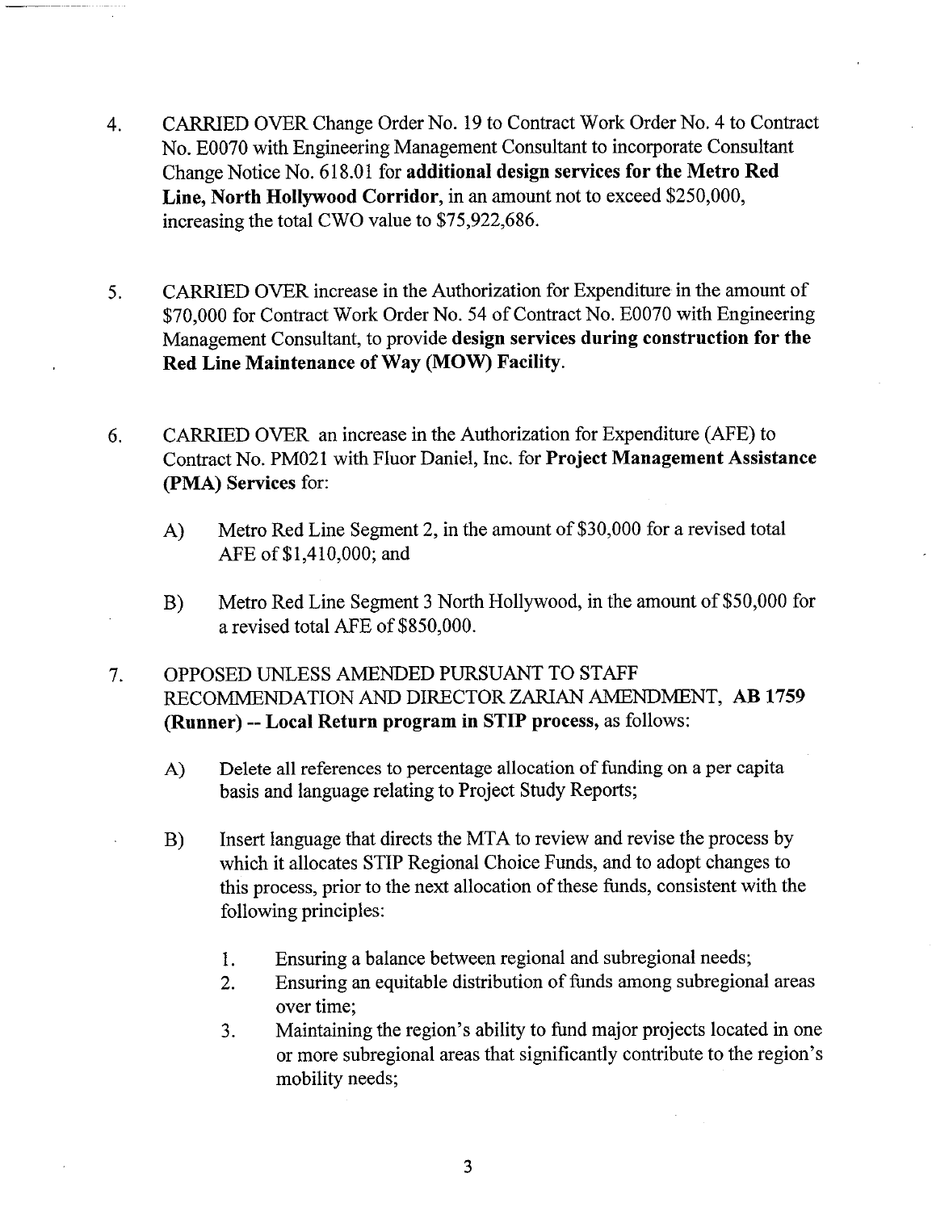4. CARRIED OVER Change Order No. 19 to Contract Work Order No. 4 to Contract No. E0070 with Engineering Management Consultant to incorporate Consultant Change Notice No. 618.01 for **additional design services for the Metro Red Line, North Hollywood Corridor,** in an amount not to exceed $250,000, increasing the total CWO value to $75,922,686.

5. CARRIED OVER increase in the Authorization for Expenditure in the amount of $70,000 for Contract Work Order No. 54 of Contract No. E0070 with Engineering Management Consultant, to provide **design services during construction for the Red Line Maintenance of Way (MOW) Facility**.

6. CARRIED OVER an increase in the Authorization for Expenditure (AFE) to Contract No. PM021 with Fluor Daniel, Inc. for **Project Management Assistance (PMA) Services** for:

   A) Metro Red Line Segment 2, in the amount of $30,000 for a revised total AFE of $1,410,000; and

   B) Metro Red Line Segment 3 North Hollywood, in the amount of $50,000 for a revised total AFE of $850,000.

7. OPPOSED UNLESS AMENDED PURSUANT TO STAFF RECOMMENDATION AND DIRECTOR ZARIAN AMENDMENT, **AB 1759 (Runner) -- Local Return program in STIP process,** as follows:

   A) Delete all references to percentage allocation of funding on a per capita basis and language relating to Project Study Reports;

   B) Insert language that directs the MTA to review and revise the process by which it allocates STIP Regional Choice Funds, and to adopt changes to this process, prior to the next allocation of these funds, consistent with the following principles:

      1. Ensuring a balance between regional and subregional needs;
      2. Ensuring an equitable distribution of funds among subregional areas over time;
      3. Maintaining the region's ability to fund major projects located in one or more subregional areas that significantly contribute to the region's mobility needs;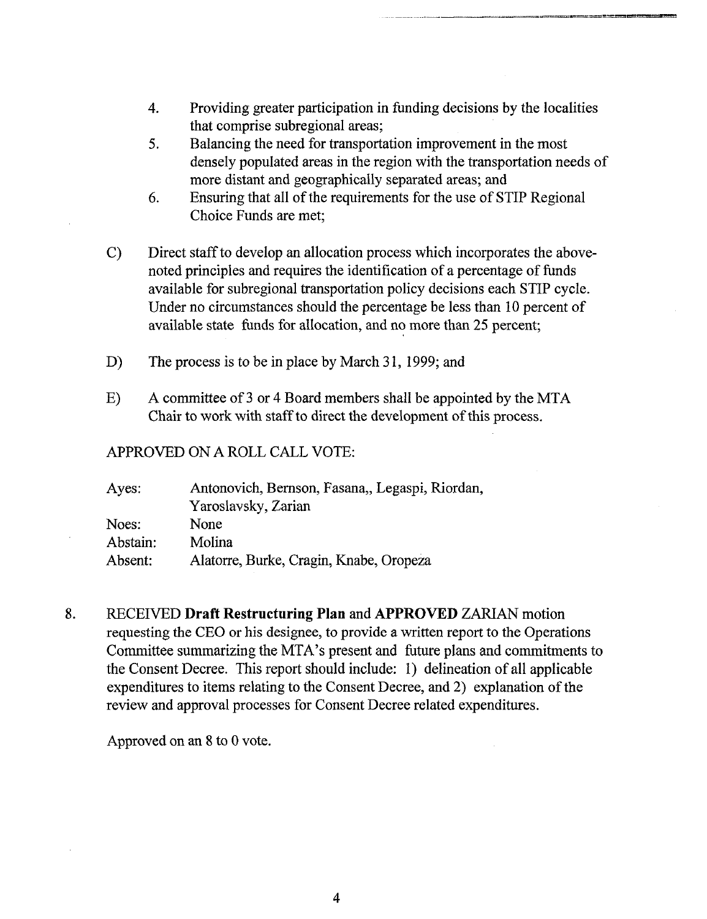4. Providing greater participation in funding decisions by the localities that comprise subregional areas;
5. Balancing the need for transportation improvement in the most densely populated areas in the region with the transportation needs of more distant and geographically separated areas; and
6. Ensuring that all of the requirements for the use of STIP Regional Choice Funds are met;

C) Direct staff to develop an allocation process which incorporates the above-noted principles and requires the identification of a percentage of funds available for subregional transportation policy decisions each STIP cycle. Under no circumstances should the percentage be less than 10 percent of available state funds for allocation, and no more than 25 percent;

D) The process is to be in place by March 31, 1999; and

E) A committee of 3 or 4 Board members shall be appointed by the MTA Chair to work with staff to direct the development of this process.

APPROVED ON A ROLL CALL VOTE:

| | |
|---|---|
| Ayes: | Antonovich, Bernson, Fasana,, Legaspi, Riordan, Yaroslavsky, Zarian |
| Noes: | None |
| Abstain: | Molina |
| Absent: | Alatorre, Burke, Cragin, Knabe, Oropeza |

8. RECEIVED **Draft Restructuring Plan** and **APPROVED** ZARIAN motion requesting the CEO or his designee, to provide a written report to the Operations Committee summarizing the MTA's present and future plans and commitments to the Consent Decree. This report should include: 1) delineation of all applicable expenditures to items relating to the Consent Decree, and 2) explanation of the review and approval processes for Consent Decree related expenditures.

   Approved on an 8 to 0 vote.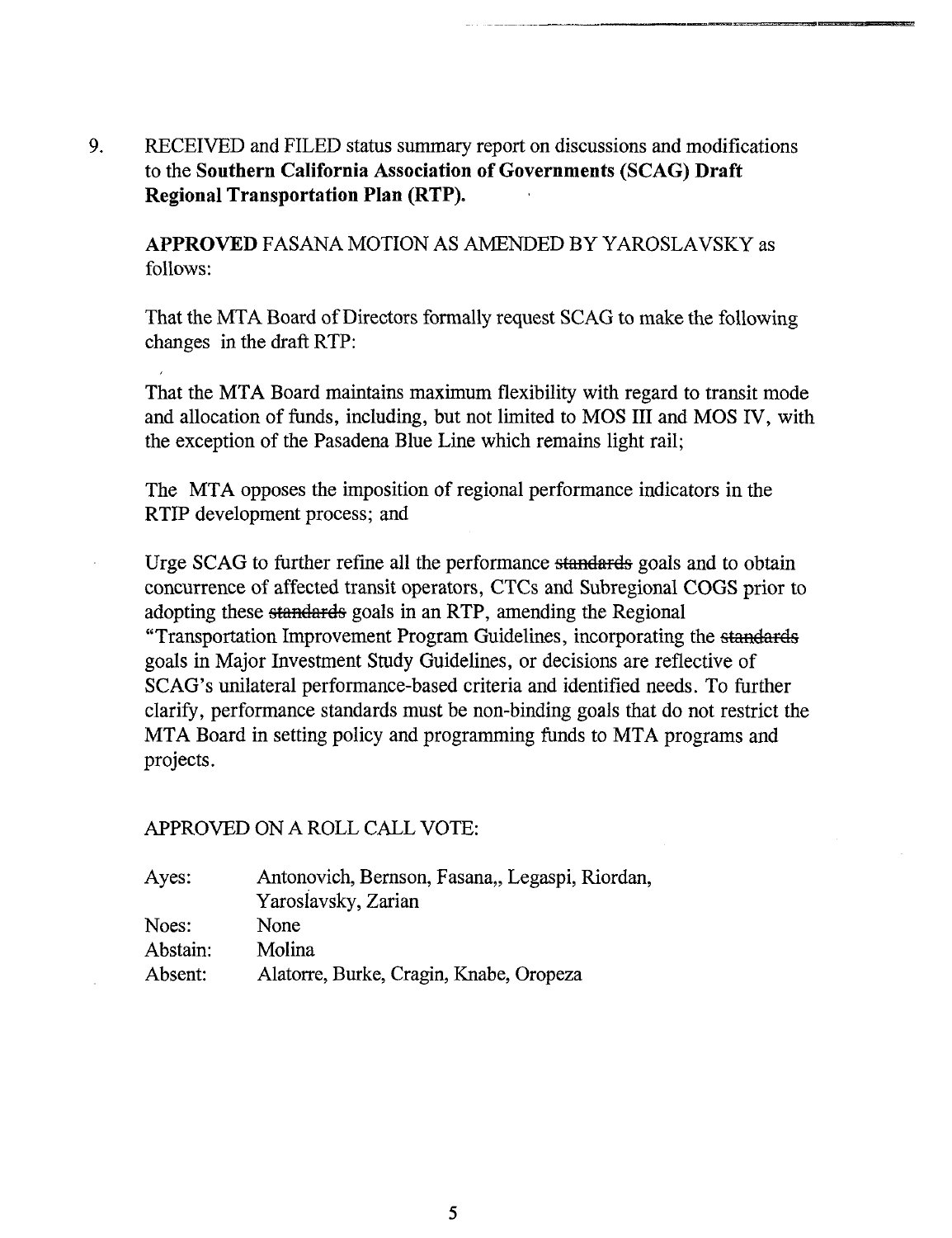9. RECEIVED and FILED status summary report on discussions and modifications to the **Southern California Association of Governments (SCAG) Draft Regional Transportation Plan (RTP).**

   **APPROVED** FASANA MOTION AS AMENDED BY YAROSLAVSKY as follows:

   That the MTA Board of Directors formally request SCAG to make the following changes in the draft RTP:

   That the MTA Board maintains maximum flexibility with regard to transit mode and allocation of funds, including, but not limited to MOS III and MOS IV, with the exception of the Pasadena Blue Line which remains light rail;

   The MTA opposes the imposition of regional performance indicators in the RTIP development process; and

   Urge SCAG to further refine all the performance ~~standards~~ goals and to obtain concurrence of affected transit operators, CTCs and Subregional COGS prior to adopting these ~~standards~~ goals in an RTP, amending the Regional "Transportation Improvement Program Guidelines, incorporating the ~~standards~~ goals in Major Investment Study Guidelines, or decisions are reflective of SCAG's unilateral performance-based criteria and identified needs. To further clarify, performance standards must be non-binding goals that do not restrict the MTA Board in setting policy and programming funds to MTA programs and projects.

   APPROVED ON A ROLL CALL VOTE:

   | | |
   |---|---|
   | Ayes: | Antonovich, Bernson, Fasana,, Legaspi, Riordan, Yaroslavsky, Zarian |
   | Noes: | None |
   | Abstain: | Molina |
   | Absent: | Alatorre, Burke, Cragin, Knabe, Oropeza |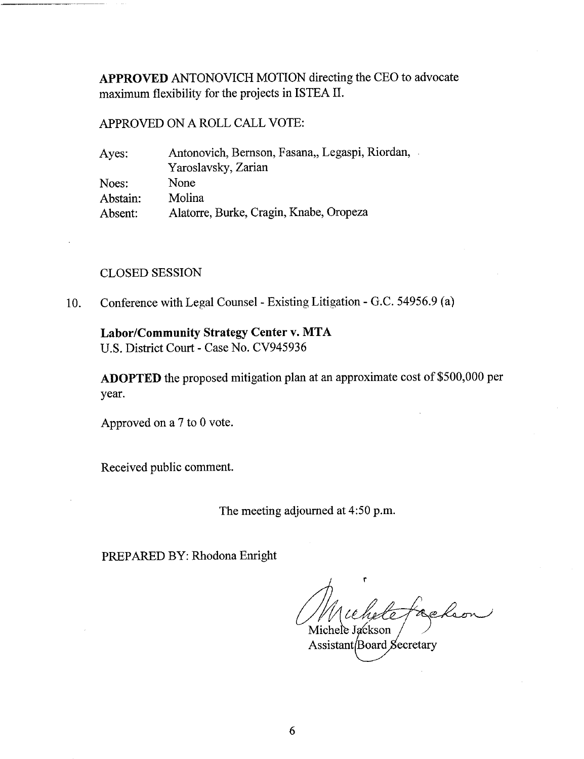**APPROVED** ANTONOVICH MOTION directing the CEO to advocate maximum flexibility for the projects in ISTEA II.

APPROVED ON A ROLL CALL VOTE:

| | |
|---|---|
| Ayes: | Antonovich, Bernson, Fasana,, Legaspi, Riordan, Yaroslavsky, Zarian |
| Noes: | None |
| Abstain: | Molina |
| Absent: | Alatorre, Burke, Cragin, Knabe, Oropeza |

CLOSED SESSION

10. Conference with Legal Counsel - Existing Litigation - G.C. 54956.9 (a)

    **Labor/Community Strategy Center v. MTA**
    U.S. District Court - Case No. CV945936

    **ADOPTED** the proposed mitigation plan at an approximate cost of $500,000 per year.

    Approved on a 7 to 0 vote.

    Received public comment.

The meeting adjourned at 4:50 p.m.

PREPARED BY: Rhodona Enright

Michele Jackson
Assistant Board Secretary